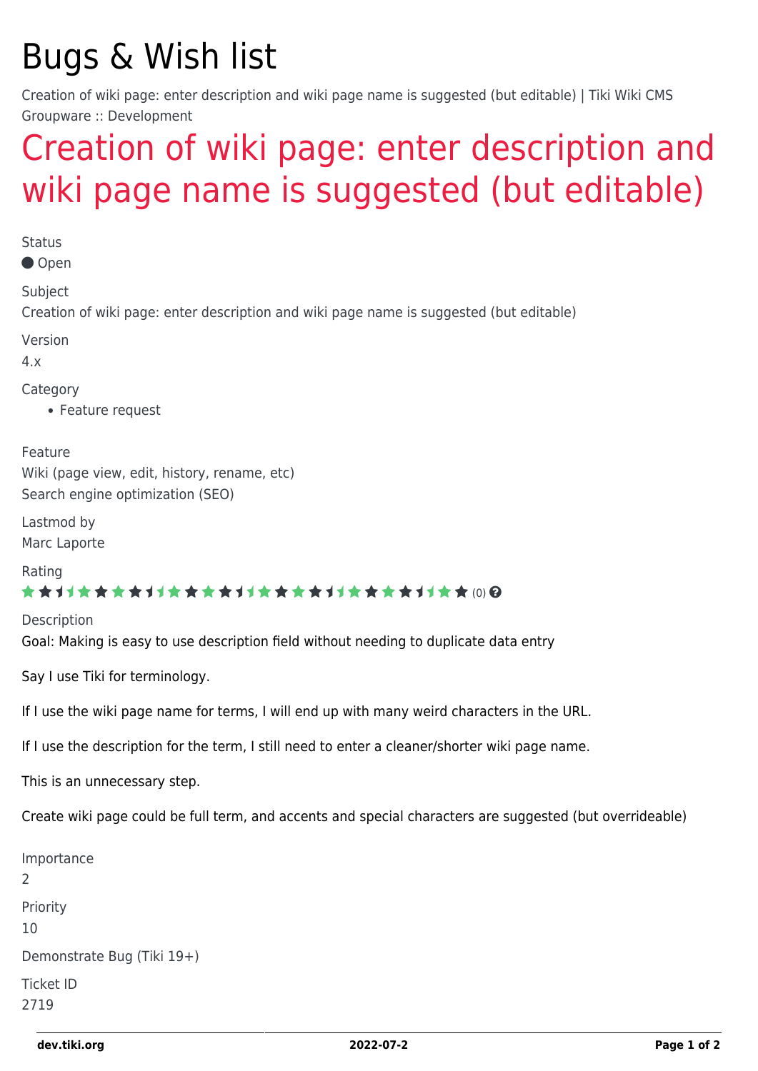# Bugs & Wish list

Creation of wiki page: enter description and wiki page name is suggested (but editable) | Tiki Wiki CMS Groupware :: Development

## Creation of wiki page: enter description and wiki page name is suggested (but editable)

Status

● Open

Subject

Creation of wiki page: enter description and wiki page name is suggested (but editable)

Version

4.x

Category

- Feature request

Feature

Wiki (page view, edit, history, rename, etc)
Search engine optimization (SEO)

Lastmod by

Marc Laporte

Rating

(0)

Description

Goal: Making is easy to use description field without needing to duplicate data entry

Say I use Tiki for terminology.

If I use the wiki page name for terms, I will end up with many weird characters in the URL.

If I use the description for the term, I still need to enter a cleaner/shorter wiki page name.

This is an unnecessary step.

Create wiki page could be full term, and accents and special characters are suggested (but overrideable)

Importance

2

Priority

10

Demonstrate Bug (Tiki 19+)

Ticket ID

2719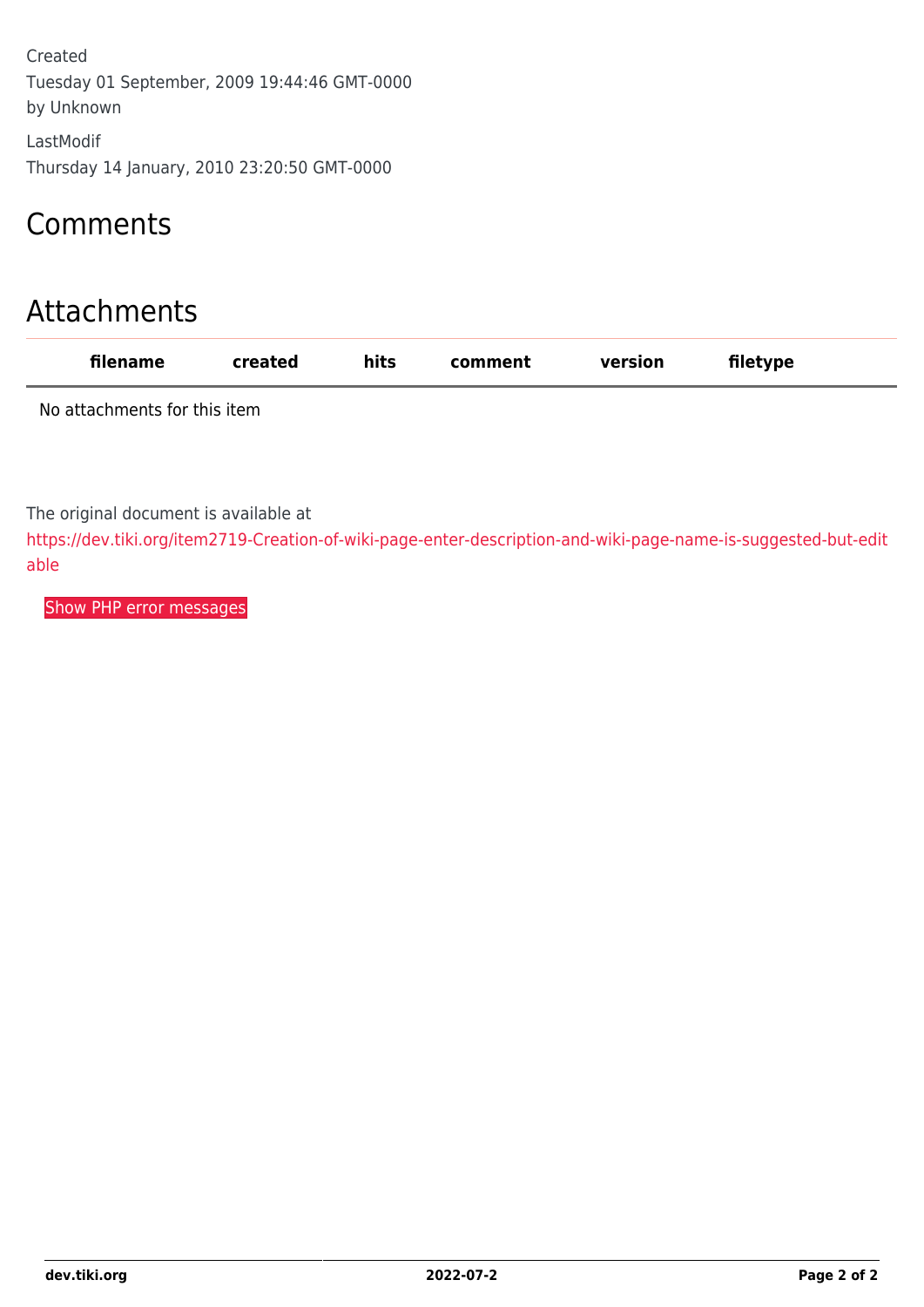Created
Tuesday 01 September, 2009 19:44:46 GMT-0000
by Unknown

LastModif
Thursday 14 January, 2010 23:20:50 GMT-0000

## Comments

## Attachments

| filename | created | hits | comment | version | filetype |
|---|---|---|---|---|---|
| No attachments for this item | | | | | |

The original document is available at
https://dev.tiki.org/item2719-Creation-of-wiki-page-enter-description-and-wiki-page-name-is-suggested-but-editable

Show PHP error messages